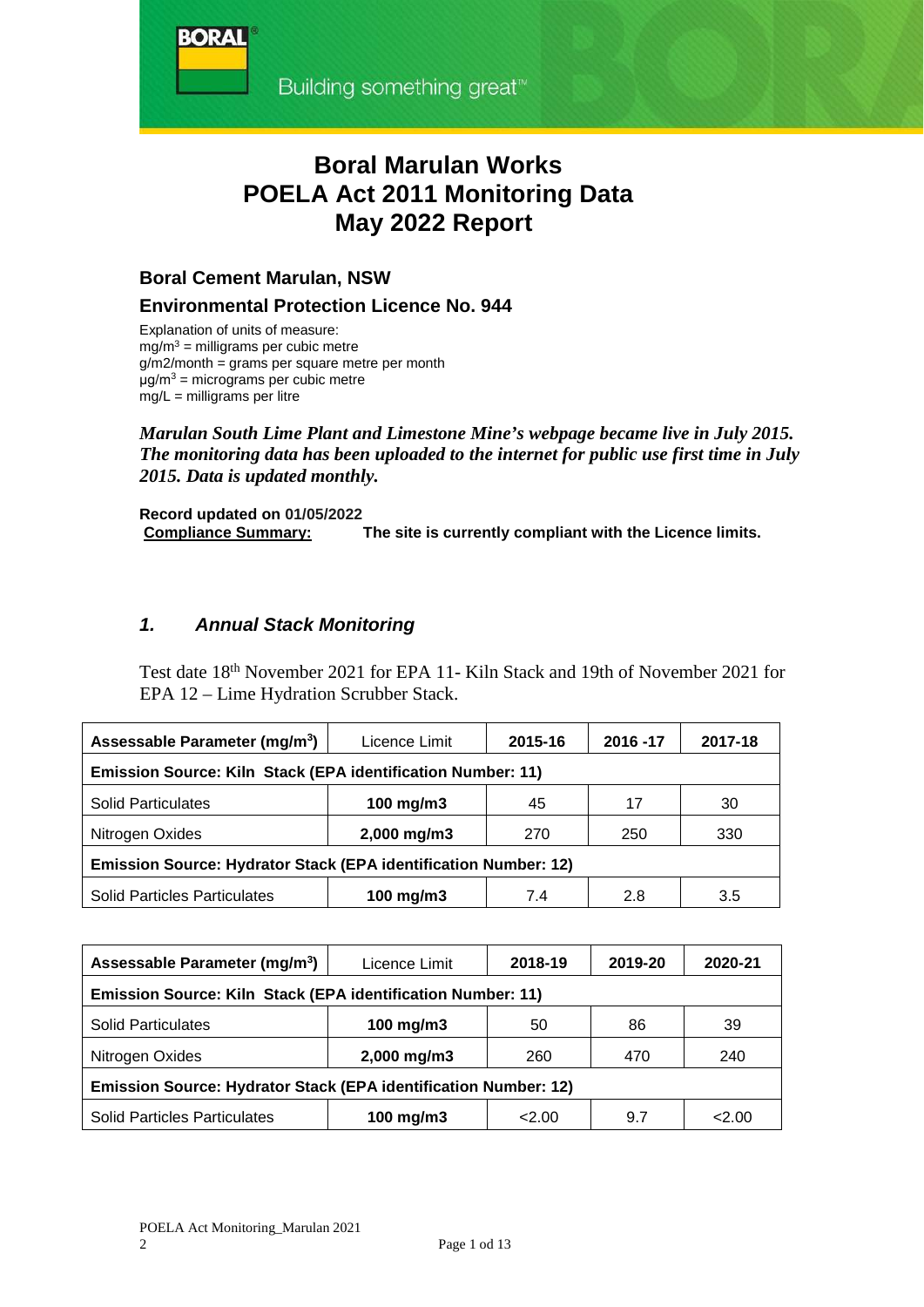# Boral Marulan Works
# POELA Act 2011 Monitoring Data
# May 2022 Report

### Boral Cement Marulan, NSW

### Environmental Protection Licence No. 944

Explanation of units of measure:
$mg/m^3$ = milligrams per cubic metre
g/m2/month = grams per square metre per month
$\mu g/m^3$ = micrograms per cubic metre
mg/L = milligrams per litre

***Marulan South Lime Plant and Limestone Mine's webpage became live in July 2015. The monitoring data has been uploaded to the internet for public use first time in July 2015. Data is updated monthly.***

**Record updated on 01/05/2022**
**Compliance Summary:** **The site is currently compliant with the Licence limits.**

## *1. Annual Stack Monitoring*

Test date 18th November 2021 for EPA 11- Kiln Stack and 19th of November 2021 for EPA 12 – Lime Hydration Scrubber Stack.

| Assessable Parameter ($mg/m^3$) | Licence Limit | 2015-16 | 2016 -17 | 2017-18 |
|---|---|---|---|---|
| **Emission Source: Kiln Stack (EPA identification Number: 11)** | | | | |
| Solid Particulates | **100 mg/m3** | 45 | 17 | 30 |
| Nitrogen Oxides | **2,000 mg/m3** | 270 | 250 | 330 |
| **Emission Source: Hydrator Stack (EPA identification Number: 12)** | | | | |
| Solid Particles Particulates | **100 mg/m3** | 7.4 | 2.8 | 3.5 |

| Assessable Parameter ($mg/m^3$) | Licence Limit | 2018-19 | 2019-20 | 2020-21 |
|---|---|---|---|---|
| **Emission Source: Kiln Stack (EPA identification Number: 11)** | | | | |
| Solid Particulates | **100 mg/m3** | 50 | 86 | 39 |
| Nitrogen Oxides | **2,000 mg/m3** | 260 | 470 | 240 |
| **Emission Source: Hydrator Stack (EPA identification Number: 12)** | | | | |
| Solid Particles Particulates | **100 mg/m3** | <2.00 | 9.7 | <2.00 |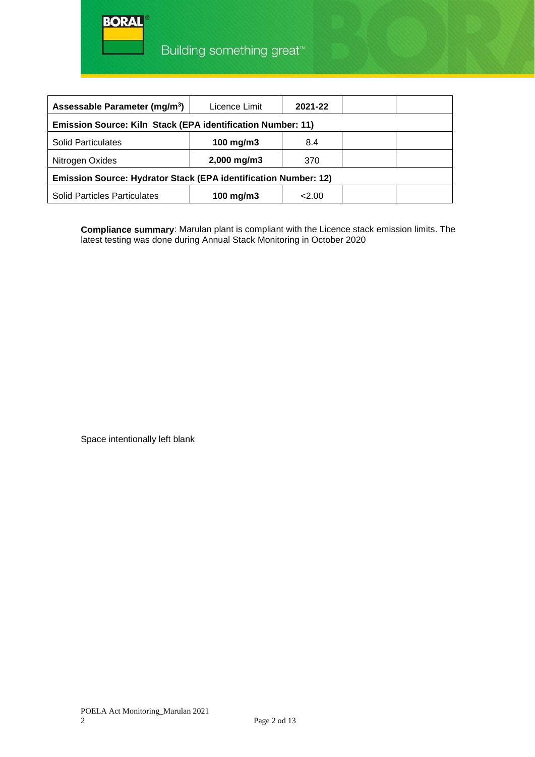| Assessable Parameter (mg/m³) | Licence Limit | 2021-22 | | |
|---|---|---|---|---|
| **Emission Source: Kiln Stack (EPA identification Number: 11)** | | | | |
| Solid Particulates | **100 mg/m3** | 8.4 | | |
| Nitrogen Oxides | **2,000 mg/m3** | 370 | | |
| **Emission Source: Hydrator Stack (EPA identification Number: 12)** | | | | |
| Solid Particles Particulates | **100 mg/m3** | <2.00 | | |

**Compliance summary**: Marulan plant is compliant with the Licence stack emission limits. The latest testing was done during Annual Stack Monitoring in October 2020

Space intentionally left blank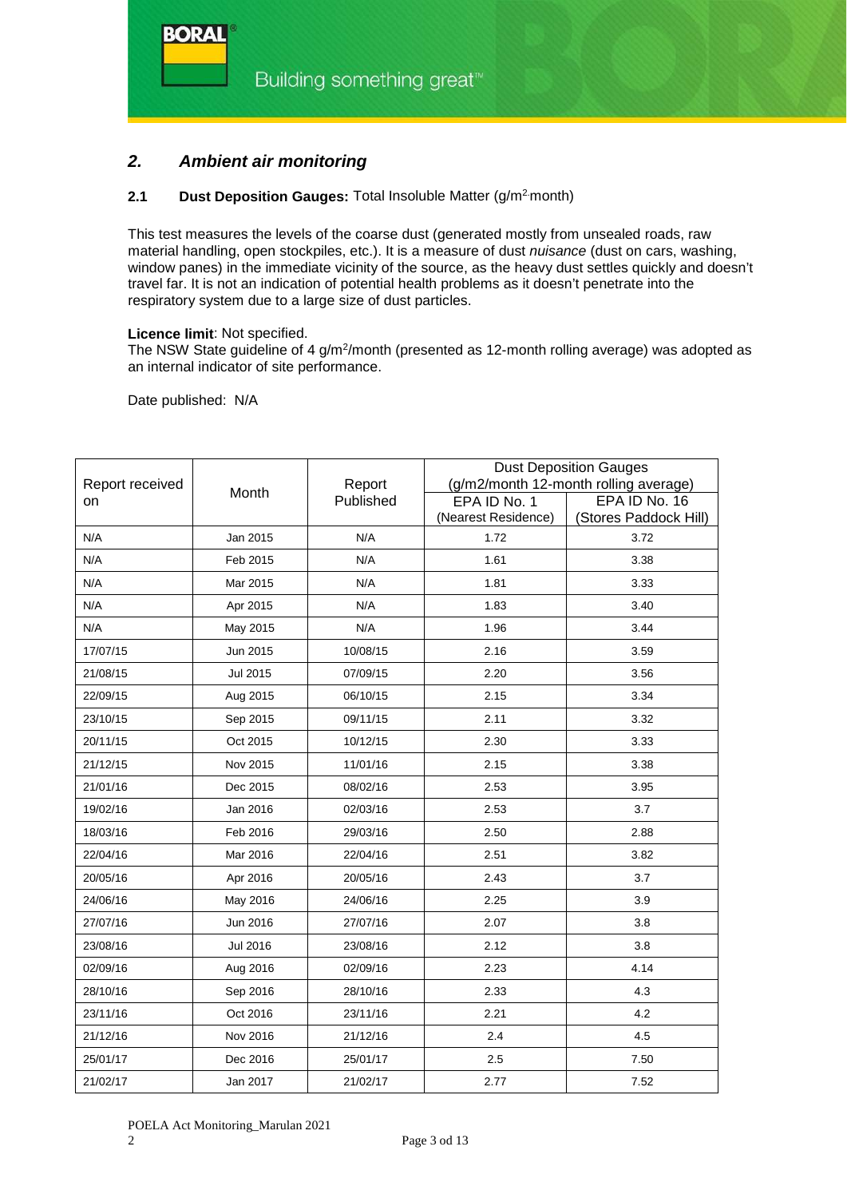## *2. Ambient air monitoring*

### 2.1 Dust Deposition Gauges: Total Insoluble Matter ($g/m^2 \cdot month$)

This test measures the levels of the coarse dust (generated mostly from unsealed roads, raw material handling, open stockpiles, etc.). It is a measure of dust *nuisance* (dust on cars, washing, window panes) in the immediate vicinity of the source, as the heavy dust settles quickly and doesn't travel far. It is not an indication of potential health problems as it doesn't penetrate into the respiratory system due to a large size of dust particles.

**Licence limit**: Not specified.
The NSW State guideline of 4 $g/m^2$/month (presented as 12-month rolling average) was adopted as an internal indicator of site performance.

Date published: N/A

| Report received on | Month | Report Published | Dust Deposition Gauges (g/m2/month 12-month rolling average) | |
|---|---|---|---|---|
| | | | EPA ID No. 1 (Nearest Residence) | EPA ID No. 16 (Stores Paddock Hill) |
| N/A | Jan 2015 | N/A | 1.72 | 3.72 |
| N/A | Feb 2015 | N/A | 1.61 | 3.38 |
| N/A | Mar 2015 | N/A | 1.81 | 3.33 |
| N/A | Apr 2015 | N/A | 1.83 | 3.40 |
| N/A | May 2015 | N/A | 1.96 | 3.44 |
| 17/07/15 | Jun 2015 | 10/08/15 | 2.16 | 3.59 |
| 21/08/15 | Jul 2015 | 07/09/15 | 2.20 | 3.56 |
| 22/09/15 | Aug 2015 | 06/10/15 | 2.15 | 3.34 |
| 23/10/15 | Sep 2015 | 09/11/15 | 2.11 | 3.32 |
| 20/11/15 | Oct 2015 | 10/12/15 | 2.30 | 3.33 |
| 21/12/15 | Nov 2015 | 11/01/16 | 2.15 | 3.38 |
| 21/01/16 | Dec 2015 | 08/02/16 | 2.53 | 3.95 |
| 19/02/16 | Jan 2016 | 02/03/16 | 2.53 | 3.7 |
| 18/03/16 | Feb 2016 | 29/03/16 | 2.50 | 2.88 |
| 22/04/16 | Mar 2016 | 22/04/16 | 2.51 | 3.82 |
| 20/05/16 | Apr 2016 | 20/05/16 | 2.43 | 3.7 |
| 24/06/16 | May 2016 | 24/06/16 | 2.25 | 3.9 |
| 27/07/16 | Jun 2016 | 27/07/16 | 2.07 | 3.8 |
| 23/08/16 | Jul 2016 | 23/08/16 | 2.12 | 3.8 |
| 02/09/16 | Aug 2016 | 02/09/16 | 2.23 | 4.14 |
| 28/10/16 | Sep 2016 | 28/10/16 | 2.33 | 4.3 |
| 23/11/16 | Oct 2016 | 23/11/16 | 2.21 | 4.2 |
| 21/12/16 | Nov 2016 | 21/12/16 | 2.4 | 4.5 |
| 25/01/17 | Dec 2016 | 25/01/17 | 2.5 | 7.50 |
| 21/02/17 | Jan 2017 | 21/02/17 | 2.77 | 7.52 |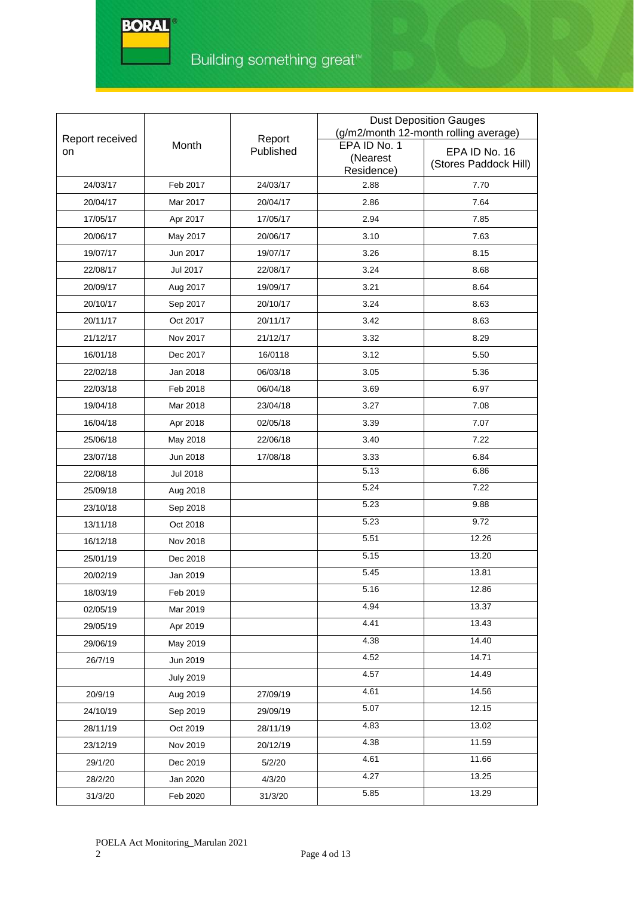| Report received on | Month | Report Published | Dust Deposition Gauges (g/m2/month 12-month rolling average) | |
|---|---|---|---|---|
| | | | EPA ID No. 1 (Nearest Residence) | EPA ID No. 16 (Stores Paddock Hill) |
| 24/03/17 | Feb 2017 | 24/03/17 | 2.88 | 7.70 |
| 20/04/17 | Mar 2017 | 20/04/17 | 2.86 | 7.64 |
| 17/05/17 | Apr 2017 | 17/05/17 | 2.94 | 7.85 |
| 20/06/17 | May 2017 | 20/06/17 | 3.10 | 7.63 |
| 19/07/17 | Jun 2017 | 19/07/17 | 3.26 | 8.15 |
| 22/08/17 | Jul 2017 | 22/08/17 | 3.24 | 8.68 |
| 20/09/17 | Aug 2017 | 19/09/17 | 3.21 | 8.64 |
| 20/10/17 | Sep 2017 | 20/10/17 | 3.24 | 8.63 |
| 20/11/17 | Oct 2017 | 20/11/17 | 3.42 | 8.63 |
| 21/12/17 | Nov 2017 | 21/12/17 | 3.32 | 8.29 |
| 16/01/18 | Dec 2017 | 16/0118 | 3.12 | 5.50 |
| 22/02/18 | Jan 2018 | 06/03/18 | 3.05 | 5.36 |
| 22/03/18 | Feb 2018 | 06/04/18 | 3.69 | 6.97 |
| 19/04/18 | Mar 2018 | 23/04/18 | 3.27 | 7.08 |
| 16/04/18 | Apr 2018 | 02/05/18 | 3.39 | 7.07 |
| 25/06/18 | May 2018 | 22/06/18 | 3.40 | 7.22 |
| 23/07/18 | Jun 2018 | 17/08/18 | 3.33 | 6.84 |
| 22/08/18 | Jul 2018 | | 5.13 | 6.86 |
| 25/09/18 | Aug 2018 | | 5.24 | 7.22 |
| 23/10/18 | Sep 2018 | | 5.23 | 9.88 |
| 13/11/18 | Oct 2018 | | 5.23 | 9.72 |
| 16/12/18 | Nov 2018 | | 5.51 | 12.26 |
| 25/01/19 | Dec 2018 | | 5.15 | 13.20 |
| 20/02/19 | Jan 2019 | | 5.45 | 13.81 |
| 18/03/19 | Feb 2019 | | 5.16 | 12.86 |
| 02/05/19 | Mar 2019 | | 4.94 | 13.37 |
| 29/05/19 | Apr 2019 | | 4.41 | 13.43 |
| 29/06/19 | May 2019 | | 4.38 | 14.40 |
| 26/7/19 | Jun 2019 | | 4.52 | 14.71 |
| | July 2019 | | 4.57 | 14.49 |
| 20/9/19 | Aug 2019 | 27/09/19 | 4.61 | 14.56 |
| 24/10/19 | Sep 2019 | 29/09/19 | 5.07 | 12.15 |
| 28/11/19 | Oct 2019 | 28/11/19 | 4.83 | 13.02 |
| 23/12/19 | Nov 2019 | 20/12/19 | 4.38 | 11.59 |
| 29/1/20 | Dec 2019 | 5/2/20 | 4.61 | 11.66 |
| 28/2/20 | Jan 2020 | 4/3/20 | 4.27 | 13.25 |
| 31/3/20 | Feb 2020 | 31/3/20 | 5.85 | 13.29 |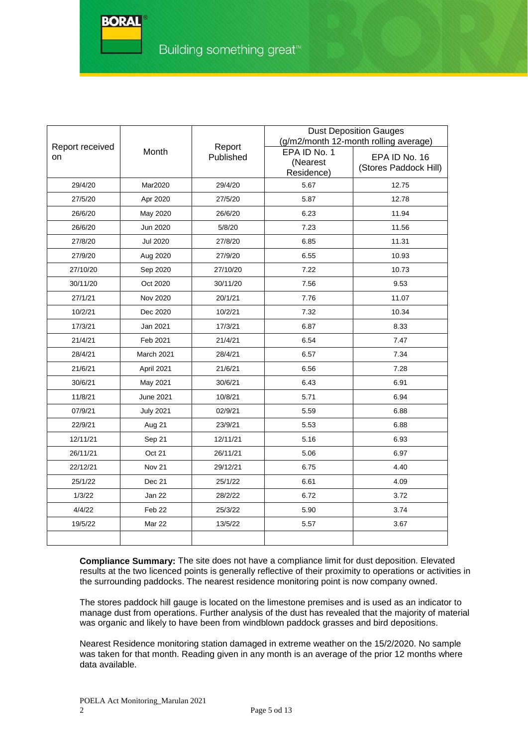| Report received on | Month | Report Published | Dust Deposition Gauges (g/m2/month 12-month rolling average) | |
|---|---|---|---|---|
| | | | EPA ID No. 1 (Nearest Residence) | EPA ID No. 16 (Stores Paddock Hill) |
| 29/4/20 | Mar2020 | 29/4/20 | 5.67 | 12.75 |
| 27/5/20 | Apr 2020 | 27/5/20 | 5.87 | 12.78 |
| 26/6/20 | May 2020 | 26/6/20 | 6.23 | 11.94 |
| 26/6/20 | Jun 2020 | 5/8/20 | 7.23 | 11.56 |
| 27/8/20 | Jul 2020 | 27/8/20 | 6.85 | 11.31 |
| 27/9/20 | Aug 2020 | 27/9/20 | 6.55 | 10.93 |
| 27/10/20 | Sep 2020 | 27/10/20 | 7.22 | 10.73 |
| 30/11/20 | Oct 2020 | 30/11/20 | 7.56 | 9.53 |
| 27/1/21 | Nov 2020 | 20/1/21 | 7.76 | 11.07 |
| 10/2/21 | Dec 2020 | 10/2/21 | 7.32 | 10.34 |
| 17/3/21 | Jan 2021 | 17/3/21 | 6.87 | 8.33 |
| 21/4/21 | Feb 2021 | 21/4/21 | 6.54 | 7.47 |
| 28/4/21 | March 2021 | 28/4/21 | 6.57 | 7.34 |
| 21/6/21 | April 2021 | 21/6/21 | 6.56 | 7.28 |
| 30/6/21 | May 2021 | 30/6/21 | 6.43 | 6.91 |
| 11/8/21 | June 2021 | 10/8/21 | 5.71 | 6.94 |
| 07/9/21 | July 2021 | 02/9/21 | 5.59 | 6.88 |
| 22/9/21 | Aug 21 | 23/9/21 | 5.53 | 6.88 |
| 12/11/21 | Sep 21 | 12/11/21 | 5.16 | 6.93 |
| 26/11/21 | Oct 21 | 26/11/21 | 5.06 | 6.97 |
| 22/12/21 | Nov 21 | 29/12/21 | 6.75 | 4.40 |
| 25/1/22 | Dec 21 | 25/1/22 | 6.61 | 4.09 |
| 1/3/22 | Jan 22 | 28/2/22 | 6.72 | 3.72 |
| 4/4/22 | Feb 22 | 25/3/22 | 5.90 | 3.74 |
| 19/5/22 | Mar 22 | 13/5/22 | 5.57 | 3.67 |
| | | | | |

**Compliance Summary:** The site does not have a compliance limit for dust deposition. Elevated results at the two licenced points is generally reflective of their proximity to operations or activities in the surrounding paddocks. The nearest residence monitoring point is now company owned.

The stores paddock hill gauge is located on the limestone premises and is used as an indicator to manage dust from operations. Further analysis of the dust has revealed that the majority of material was organic and likely to have been from windblown paddock grasses and bird depositions.

Nearest Residence monitoring station damaged in extreme weather on the 15/2/2020. No sample was taken for that month. Reading given in any month is an average of the prior 12 months where data available.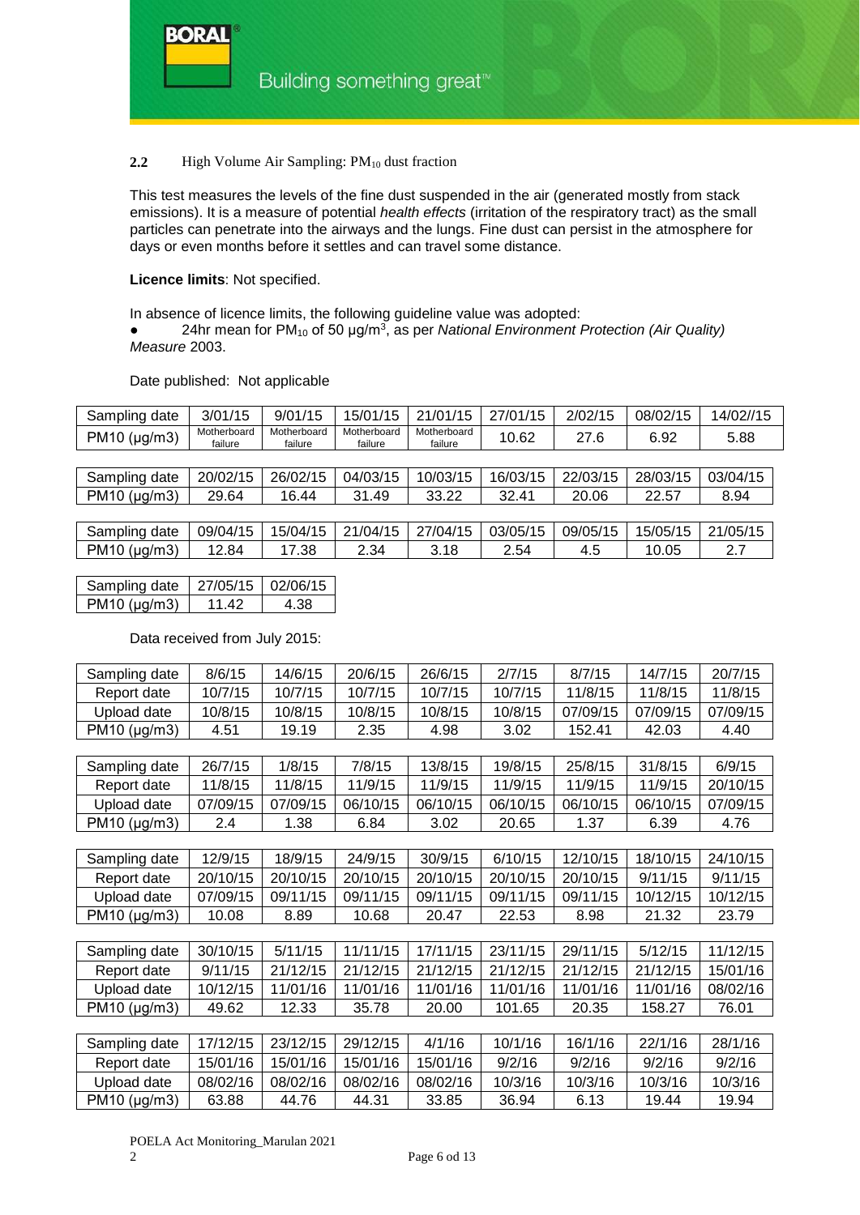## 2.2 High Volume Air Sampling: $PM_{10}$ dust fraction

This test measures the levels of the fine dust suspended in the air (generated mostly from stack emissions). It is a measure of potential *health effects* (irritation of the respiratory tract) as the small particles can penetrate into the airways and the lungs. Fine dust can persist in the atmosphere for days or even months before it settles and can travel some distance.

**Licence limits**: Not specified.

In absence of licence limits, the following guideline value was adopted:

- 24hr mean for $PM_{10}$ of 50 μg/m$^3$, as per *National Environment Protection (Air Quality) Measure* 2003.

Date published: Not applicable

| Sampling date | 3/01/15 | 9/01/15 | 15/01/15 | 21/01/15 | 27/01/15 | 2/02/15 | 08/02/15 | 14/02//15 |
|---|---|---|---|---|---|---|---|---|
| PM10 (μg/m3) | Motherboard failure | Motherboard failure | Motherboard failure | Motherboard failure | 10.62 | 27.6 | 6.92 | 5.88 |

| Sampling date | 20/02/15 | 26/02/15 | 04/03/15 | 10/03/15 | 16/03/15 | 22/03/15 | 28/03/15 | 03/04/15 |
|---|---|---|---|---|---|---|---|---|
| PM10 (μg/m3) | 29.64 | 16.44 | 31.49 | 33.22 | 32.41 | 20.06 | 22.57 | 8.94 |

| Sampling date | 09/04/15 | 15/04/15 | 21/04/15 | 27/04/15 | 03/05/15 | 09/05/15 | 15/05/15 | 21/05/15 |
|---|---|---|---|---|---|---|---|---|
| PM10 (μg/m3) | 12.84 | 17.38 | 2.34 | 3.18 | 2.54 | 4.5 | 10.05 | 2.7 |

| Sampling date | 27/05/15 | 02/06/15 |
|---|---|---|
| PM10 (μg/m3) | 11.42 | 4.38 |

Data received from July 2015:

| Sampling date | 8/6/15 | 14/6/15 | 20/6/15 | 26/6/15 | 2/7/15 | 8/7/15 | 14/7/15 | 20/7/15 |
|---|---|---|---|---|---|---|---|---|
| Report date | 10/7/15 | 10/7/15 | 10/7/15 | 10/7/15 | 10/7/15 | 11/8/15 | 11/8/15 | 11/8/15 |
| Upload date | 10/8/15 | 10/8/15 | 10/8/15 | 10/8/15 | 10/8/15 | 07/09/15 | 07/09/15 | 07/09/15 |
| PM10 (μg/m3) | 4.51 | 19.19 | 2.35 | 4.98 | 3.02 | 152.41 | 42.03 | 4.40 |

| Sampling date | 26/7/15 | 1/8/15 | 7/8/15 | 13/8/15 | 19/8/15 | 25/8/15 | 31/8/15 | 6/9/15 |
|---|---|---|---|---|---|---|---|---|
| Report date | 11/8/15 | 11/8/15 | 11/9/15 | 11/9/15 | 11/9/15 | 11/9/15 | 11/9/15 | 20/10/15 |
| Upload date | 07/09/15 | 07/09/15 | 06/10/15 | 06/10/15 | 06/10/15 | 06/10/15 | 06/10/15 | 07/09/15 |
| PM10 (μg/m3) | 2.4 | 1.38 | 6.84 | 3.02 | 20.65 | 1.37 | 6.39 | 4.76 |

| Sampling date | 12/9/15 | 18/9/15 | 24/9/15 | 30/9/15 | 6/10/15 | 12/10/15 | 18/10/15 | 24/10/15 |
|---|---|---|---|---|---|---|---|---|
| Report date | 20/10/15 | 20/10/15 | 20/10/15 | 20/10/15 | 20/10/15 | 20/10/15 | 9/11/15 | 9/11/15 |
| Upload date | 07/09/15 | 09/11/15 | 09/11/15 | 09/11/15 | 09/11/15 | 09/11/15 | 10/12/15 | 10/12/15 |
| PM10 (μg/m3) | 10.08 | 8.89 | 10.68 | 20.47 | 22.53 | 8.98 | 21.32 | 23.79 |

| Sampling date | 30/10/15 | 5/11/15 | 11/11/15 | 17/11/15 | 23/11/15 | 29/11/15 | 5/12/15 | 11/12/15 |
|---|---|---|---|---|---|---|---|---|
| Report date | 9/11/15 | 21/12/15 | 21/12/15 | 21/12/15 | 21/12/15 | 21/12/15 | 21/12/15 | 15/01/16 |
| Upload date | 10/12/15 | 11/01/16 | 11/01/16 | 11/01/16 | 11/01/16 | 11/01/16 | 11/01/16 | 08/02/16 |
| PM10 (μg/m3) | 49.62 | 12.33 | 35.78 | 20.00 | 101.65 | 20.35 | 158.27 | 76.01 |

| Sampling date | 17/12/15 | 23/12/15 | 29/12/15 | 4/1/16 | 10/1/16 | 16/1/16 | 22/1/16 | 28/1/16 |
|---|---|---|---|---|---|---|---|---|
| Report date | 15/01/16 | 15/01/16 | 15/01/16 | 15/01/16 | 9/2/16 | 9/2/16 | 9/2/16 | 9/2/16 |
| Upload date | 08/02/16 | 08/02/16 | 08/02/16 | 08/02/16 | 10/3/16 | 10/3/16 | 10/3/16 | 10/3/16 |
| PM10 (μg/m3) | 63.88 | 44.76 | 44.31 | 33.85 | 36.94 | 6.13 | 19.44 | 19.94 |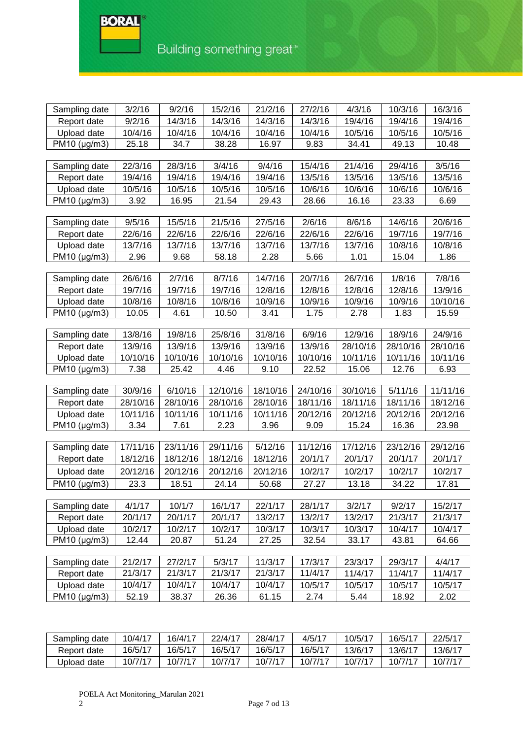| Sampling date | 3/2/16 | 9/2/16 | 15/2/16 | 21/2/16 | 27/2/16 | 4/3/16 | 10/3/16 | 16/3/16 |
|---|---|---|---|---|---|---|---|---|
| Report date | 9/2/16 | 14/3/16 | 14/3/16 | 14/3/16 | 14/3/16 | 19/4/16 | 19/4/16 | 19/4/16 |
| Upload date | 10/4/16 | 10/4/16 | 10/4/16 | 10/4/16 | 10/4/16 | 10/5/16 | 10/5/16 | 10/5/16 |
| PM10 (µg/m3) | 25.18 | 34.7 | 38.28 | 16.97 | 9.83 | 34.41 | 49.13 | 10.48 |

| Sampling date | 22/3/16 | 28/3/16 | 3/4/16 | 9/4/16 | 15/4/16 | 21/4/16 | 29/4/16 | 3/5/16 |
|---|---|---|---|---|---|---|---|---|
| Report date | 19/4/16 | 19/4/16 | 19/4/16 | 19/4/16 | 13/5/16 | 13/5/16 | 13/5/16 | 13/5/16 |
| Upload date | 10/5/16 | 10/5/16 | 10/5/16 | 10/5/16 | 10/6/16 | 10/6/16 | 10/6/16 | 10/6/16 |
| PM10 (µg/m3) | 3.92 | 16.95 | 21.54 | 29.43 | 28.66 | 16.16 | 23.33 | 6.69 |

| Sampling date | 9/5/16 | 15/5/16 | 21/5/16 | 27/5/16 | 2/6/16 | 8/6/16 | 14/6/16 | 20/6/16 |
|---|---|---|---|---|---|---|---|---|
| Report date | 22/6/16 | 22/6/16 | 22/6/16 | 22/6/16 | 22/6/16 | 22/6/16 | 19/7/16 | 19/7/16 |
| Upload date | 13/7/16 | 13/7/16 | 13/7/16 | 13/7/16 | 13/7/16 | 13/7/16 | 10/8/16 | 10/8/16 |
| PM10 (µg/m3) | 2.96 | 9.68 | 58.18 | 2.28 | 5.66 | 1.01 | 15.04 | 1.86 |

| Sampling date | 26/6/16 | 2/7/16 | 8/7/16 | 14/7/16 | 20/7/16 | 26/7/16 | 1/8/16 | 7/8/16 |
|---|---|---|---|---|---|---|---|---|
| Report date | 19/7/16 | 19/7/16 | 19/7/16 | 12/8/16 | 12/8/16 | 12/8/16 | 12/8/16 | 13/9/16 |
| Upload date | 10/8/16 | 10/8/16 | 10/8/16 | 10/9/16 | 10/9/16 | 10/9/16 | 10/9/16 | 10/10/16 |
| PM10 (µg/m3) | 10.05 | 4.61 | 10.50 | 3.41 | 1.75 | 2.78 | 1.83 | 15.59 |

| Sampling date | 13/8/16 | 19/8/16 | 25/8/16 | 31/8/16 | 6/9/16 | 12/9/16 | 18/9/16 | 24/9/16 |
|---|---|---|---|---|---|---|---|---|
| Report date | 13/9/16 | 13/9/16 | 13/9/16 | 13/9/16 | 13/9/16 | 28/10/16 | 28/10/16 | 28/10/16 |
| Upload date | 10/10/16 | 10/10/16 | 10/10/16 | 10/10/16 | 10/10/16 | 10/11/16 | 10/11/16 | 10/11/16 |
| PM10 (µg/m3) | 7.38 | 25.42 | 4.46 | 9.10 | 22.52 | 15.06 | 12.76 | 6.93 |

| Sampling date | 30/9/16 | 6/10/16 | 12/10/16 | 18/10/16 | 24/10/16 | 30/10/16 | 5/11/16 | 11/11/16 |
|---|---|---|---|---|---|---|---|---|
| Report date | 28/10/16 | 28/10/16 | 28/10/16 | 28/10/16 | 18/11/16 | 18/11/16 | 18/11/16 | 18/12/16 |
| Upload date | 10/11/16 | 10/11/16 | 10/11/16 | 10/11/16 | 20/12/16 | 20/12/16 | 20/12/16 | 20/12/16 |
| PM10 (µg/m3) | 3.34 | 7.61 | 2.23 | 3.96 | 9.09 | 15.24 | 16.36 | 23.98 |

| Sampling date | 17/11/16 | 23/11/16 | 29/11/16 | 5/12/16 | 11/12/16 | 17/12/16 | 23/12/16 | 29/12/16 |
|---|---|---|---|---|---|---|---|---|
| Report date | 18/12/16 | 18/12/16 | 18/12/16 | 18/12/16 | 20/1/17 | 20/1/17 | 20/1/17 | 20/1/17 |
| Upload date | 20/12/16 | 20/12/16 | 20/12/16 | 20/12/16 | 10/2/17 | 10/2/17 | 10/2/17 | 10/2/17 |
| PM10 (µg/m3) | 23.3 | 18.51 | 24.14 | 50.68 | 27.27 | 13.18 | 34.22 | 17.81 |

| Sampling date | 4/1/17 | 10/1/7 | 16/1/17 | 22/1/17 | 28/1/17 | 3/2/17 | 9/2/17 | 15/2/17 |
|---|---|---|---|---|---|---|---|---|
| Report date | 20/1/17 | 20/1/17 | 20/1/17 | 13/2/17 | 13/2/17 | 13/2/17 | 21/3/17 | 21/3/17 |
| Upload date | 10/2/17 | 10/2/17 | 10/2/17 | 10/3/17 | 10/3/17 | 10/3/17 | 10/4/17 | 10/4/17 |
| PM10 (µg/m3) | 12.44 | 20.87 | 51.24 | 27.25 | 32.54 | 33.17 | 43.81 | 64.66 |

| Sampling date | 21/2/17 | 27/2/17 | 5/3/17 | 11/3/17 | 17/3/17 | 23/3/17 | 29/3/17 | 4/4/17 |
|---|---|---|---|---|---|---|---|---|
| Report date | 21/3/17 | 21/3/17 | 21/3/17 | 21/3/17 | 11/4/17 | 11/4/17 | 11/4/17 | 11/4/17 |
| Upload date | 10/4/17 | 10/4/17 | 10/4/17 | 10/4/17 | 10/5/17 | 10/5/17 | 10/5/17 | 10/5/17 |
| PM10 (µg/m3) | 52.19 | 38.37 | 26.36 | 61.15 | 2.74 | 5.44 | 18.92 | 2.02 |

| Sampling date | 10/4/17 | 16/4/17 | 22/4/17 | 28/4/17 | 4/5/17 | 10/5/17 | 16/5/17 | 22/5/17 |
|---|---|---|---|---|---|---|---|---|
| Report date | 16/5/17 | 16/5/17 | 16/5/17 | 16/5/17 | 16/5/17 | 13/6/17 | 13/6/17 | 13/6/17 |
| Upload date | 10/7/17 | 10/7/17 | 10/7/17 | 10/7/17 | 10/7/17 | 10/7/17 | 10/7/17 | 10/7/17 |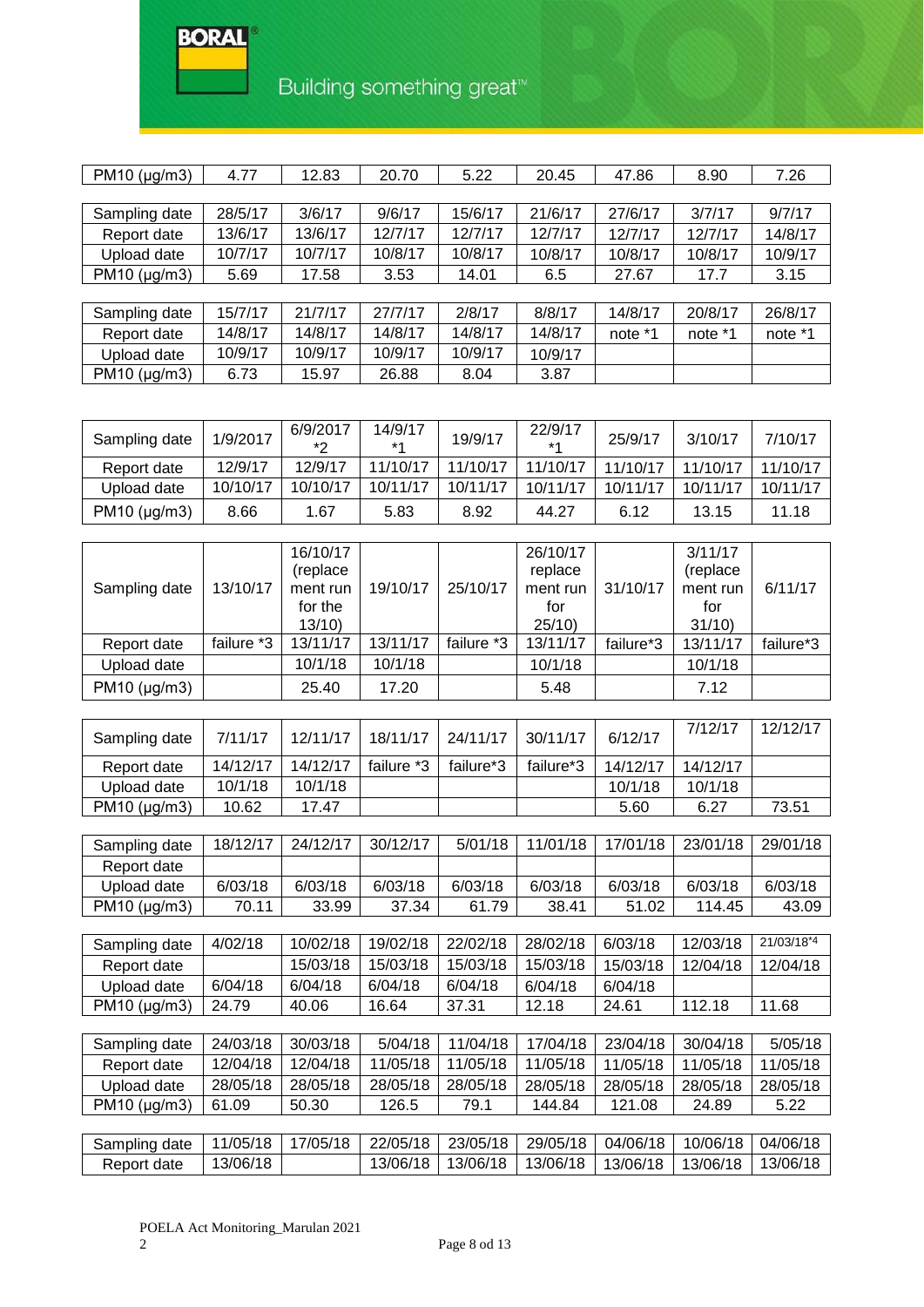| PM10 (µg/m3) | 4.77 | 12.83 | 20.70 | 5.22 | 20.45 | 47.86 | 8.90 | 7.26 |
|---|---|---|---|---|---|---|---|---|

| Sampling date | 28/5/17 | 3/6/17 | 9/6/17 | 15/6/17 | 21/6/17 | 27/6/17 | 3/7/17 | 9/7/17 |
|---|---|---|---|---|---|---|---|---|
| Report date | 13/6/17 | 13/6/17 | 12/7/17 | 12/7/17 | 12/7/17 | 12/7/17 | 12/7/17 | 14/8/17 |
| Upload date | 10/7/17 | 10/7/17 | 10/8/17 | 10/8/17 | 10/8/17 | 10/8/17 | 10/8/17 | 10/9/17 |
| PM10 (µg/m3) | 5.69 | 17.58 | 3.53 | 14.01 | 6.5 | 27.67 | 17.7 | 3.15 |

| Sampling date | 15/7/17 | 21/7/17 | 27/7/17 | 2/8/17 | 8/8/17 | 14/8/17 | 20/8/17 | 26/8/17 |
|---|---|---|---|---|---|---|---|---|
| Report date | 14/8/17 | 14/8/17 | 14/8/17 | 14/8/17 | 14/8/17 | note *1 | note *1 | note *1 |
| Upload date | 10/9/17 | 10/9/17 | 10/9/17 | 10/9/17 | 10/9/17 | | | |
| PM10 (µg/m3) | 6.73 | 15.97 | 26.88 | 8.04 | 3.87 | | | |

| Sampling date | 1/9/2017 | 6/9/2017 *2 | 14/9/17 *1 | 19/9/17 | 22/9/17 *1 | 25/9/17 | 3/10/17 | 7/10/17 |
|---|---|---|---|---|---|---|---|---|
| Report date | 12/9/17 | 12/9/17 | 11/10/17 | 11/10/17 | 11/10/17 | 11/10/17 | 11/10/17 | 11/10/17 |
| Upload date | 10/10/17 | 10/10/17 | 10/11/17 | 10/11/17 | 10/11/17 | 10/11/17 | 10/11/17 | 10/11/17 |
| PM10 (µg/m3) | 8.66 | 1.67 | 5.83 | 8.92 | 44.27 | 6.12 | 13.15 | 11.18 |

| Sampling date | 13/10/17 | 16/10/17 (replacement run for the 13/10) | 19/10/17 | 25/10/17 | 26/10/17 replacement run for 25/10) | 31/10/17 | 3/11/17 (replacement run for 31/10) | 6/11/17 |
|---|---|---|---|---|---|---|---|---|
| Report date | failure *3 | 13/11/17 | 13/11/17 | failure *3 | 13/11/17 | failure*3 | 13/11/17 | failure*3 |
| Upload date | | 10/1/18 | 10/1/18 | | 10/1/18 | | 10/1/18 | |
| PM10 (µg/m3) | | 25.40 | 17.20 | | 5.48 | | 7.12 | |

| Sampling date | 7/11/17 | 12/11/17 | 18/11/17 | 24/11/17 | 30/11/17 | 6/12/17 | 7/12/17 | 12/12/17 |
|---|---|---|---|---|---|---|---|---|
| Report date | 14/12/17 | 14/12/17 | failure *3 | failure*3 | failure*3 | 14/12/17 | 14/12/17 | |
| Upload date | 10/1/18 | 10/1/18 | | | | 10/1/18 | 10/1/18 | |
| PM10 (µg/m3) | 10.62 | 17.47 | | | | 5.60 | 6.27 | 73.51 |

| Sampling date | 18/12/17 | 24/12/17 | 30/12/17 | 5/01/18 | 11/01/18 | 17/01/18 | 23/01/18 | 29/01/18 |
|---|---|---|---|---|---|---|---|---|
| Report date | | | | | | | | |
| Upload date | 6/03/18 | 6/03/18 | 6/03/18 | 6/03/18 | 6/03/18 | 6/03/18 | 6/03/18 | 6/03/18 |
| PM10 (µg/m3) | 70.11 | 33.99 | 37.34 | 61.79 | 38.41 | 51.02 | 114.45 | 43.09 |

| Sampling date | 4/02/18 | 10/02/18 | 19/02/18 | 22/02/18 | 28/02/18 | 6/03/18 | 12/03/18 | 21/03/18*4 |
|---|---|---|---|---|---|---|---|---|
| Report date | | 15/03/18 | 15/03/18 | 15/03/18 | 15/03/18 | 15/03/18 | 12/04/18 | 12/04/18 |
| Upload date | 6/04/18 | 6/04/18 | 6/04/18 | 6/04/18 | 6/04/18 | 6/04/18 | | |
| PM10 (µg/m3) | 24.79 | 40.06 | 16.64 | 37.31 | 12.18 | 24.61 | 112.18 | 11.68 |

| Sampling date | 24/03/18 | 30/03/18 | 5/04/18 | 11/04/18 | 17/04/18 | 23/04/18 | 30/04/18 | 5/05/18 |
|---|---|---|---|---|---|---|---|---|
| Report date | 12/04/18 | 12/04/18 | 11/05/18 | 11/05/18 | 11/05/18 | 11/05/18 | 11/05/18 | 11/05/18 |
| Upload date | 28/05/18 | 28/05/18 | 28/05/18 | 28/05/18 | 28/05/18 | 28/05/18 | 28/05/18 | 28/05/18 |
| PM10 (µg/m3) | 61.09 | 50.30 | 126.5 | 79.1 | 144.84 | 121.08 | 24.89 | 5.22 |

| Sampling date | 11/05/18 | 17/05/18 | 22/05/18 | 23/05/18 | 29/05/18 | 04/06/18 | 10/06/18 | 04/06/18 |
|---|---|---|---|---|---|---|---|---|
| Report date | 13/06/18 | | 13/06/18 | 13/06/18 | 13/06/18 | 13/06/18 | 13/06/18 | 13/06/18 |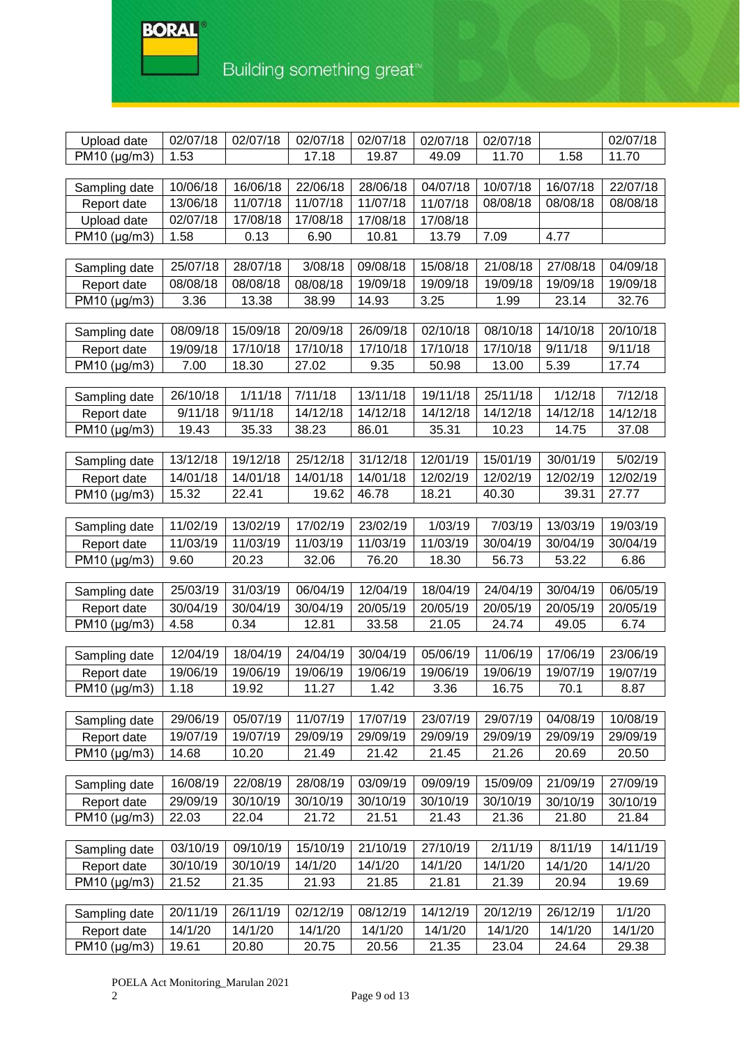| Upload date | 02/07/18 | 02/07/18 | 02/07/18 | 02/07/18 | 02/07/18 | 02/07/18 | | 02/07/18 |
|---|---|---|---|---|---|---|---|---|
| PM10 (µg/m3) | 1.53 | | 17.18 | 19.87 | 49.09 | 11.70 | 1.58 | 11.70 |

| Sampling date | 10/06/18 | 16/06/18 | 22/06/18 | 28/06/18 | 04/07/18 | 10/07/18 | 16/07/18 | 22/07/18 |
|---|---|---|---|---|---|---|---|---|
| Report date | 13/06/18 | 11/07/18 | 11/07/18 | 11/07/18 | 11/07/18 | 08/08/18 | 08/08/18 | 08/08/18 |
| Upload date | 02/07/18 | 17/08/18 | 17/08/18 | 17/08/18 | 17/08/18 | | | |
| PM10 (µg/m3) | 1.58 | 0.13 | 6.90 | 10.81 | 13.79 | 7.09 | 4.77 | |

| Sampling date | 25/07/18 | 28/07/18 | 3/08/18 | 09/08/18 | 15/08/18 | 21/08/18 | 27/08/18 | 04/09/18 |
|---|---|---|---|---|---|---|---|---|
| Report date | 08/08/18 | 08/08/18 | 08/08/18 | 19/09/18 | 19/09/18 | 19/09/18 | 19/09/18 | 19/09/18 |
| PM10 (µg/m3) | 3.36 | 13.38 | 38.99 | 14.93 | 3.25 | 1.99 | 23.14 | 32.76 |

| Sampling date | 08/09/18 | 15/09/18 | 20/09/18 | 26/09/18 | 02/10/18 | 08/10/18 | 14/10/18 | 20/10/18 |
|---|---|---|---|---|---|---|---|---|
| Report date | 19/09/18 | 17/10/18 | 17/10/18 | 17/10/18 | 17/10/18 | 17/10/18 | 9/11/18 | 9/11/18 |
| PM10 (µg/m3) | 7.00 | 18.30 | 27.02 | 9.35 | 50.98 | 13.00 | 5.39 | 17.74 |

| Sampling date | 26/10/18 | 1/11/18 | 7/11/18 | 13/11/18 | 19/11/18 | 25/11/18 | 1/12/18 | 7/12/18 |
|---|---|---|---|---|---|---|---|---|
| Report date | 9/11/18 | 9/11/18 | 14/12/18 | 14/12/18 | 14/12/18 | 14/12/18 | 14/12/18 | 14/12/18 |
| PM10 (µg/m3) | 19.43 | 35.33 | 38.23 | 86.01 | 35.31 | 10.23 | 14.75 | 37.08 |

| Sampling date | 13/12/18 | 19/12/18 | 25/12/18 | 31/12/18 | 12/01/19 | 15/01/19 | 30/01/19 | 5/02/19 |
|---|---|---|---|---|---|---|---|---|
| Report date | 14/01/18 | 14/01/18 | 14/01/18 | 14/01/18 | 12/02/19 | 12/02/19 | 12/02/19 | 12/02/19 |
| PM10 (µg/m3) | 15.32 | 22.41 | 19.62 | 46.78 | 18.21 | 40.30 | 39.31 | 27.77 |

| Sampling date | 11/02/19 | 13/02/19 | 17/02/19 | 23/02/19 | 1/03/19 | 7/03/19 | 13/03/19 | 19/03/19 |
|---|---|---|---|---|---|---|---|---|
| Report date | 11/03/19 | 11/03/19 | 11/03/19 | 11/03/19 | 11/03/19 | 30/04/19 | 30/04/19 | 30/04/19 |
| PM10 (µg/m3) | 9.60 | 20.23 | 32.06 | 76.20 | 18.30 | 56.73 | 53.22 | 6.86 |

| Sampling date | 25/03/19 | 31/03/19 | 06/04/19 | 12/04/19 | 18/04/19 | 24/04/19 | 30/04/19 | 06/05/19 |
|---|---|---|---|---|---|---|---|---|
| Report date | 30/04/19 | 30/04/19 | 30/04/19 | 20/05/19 | 20/05/19 | 20/05/19 | 20/05/19 | 20/05/19 |
| PM10 (µg/m3) | 4.58 | 0.34 | 12.81 | 33.58 | 21.05 | 24.74 | 49.05 | 6.74 |

| Sampling date | 12/04/19 | 18/04/19 | 24/04/19 | 30/04/19 | 05/06/19 | 11/06/19 | 17/06/19 | 23/06/19 |
|---|---|---|---|---|---|---|---|---|
| Report date | 19/06/19 | 19/06/19 | 19/06/19 | 19/06/19 | 19/06/19 | 19/06/19 | 19/07/19 | 19/07/19 |
| PM10 (µg/m3) | 1.18 | 19.92 | 11.27 | 1.42 | 3.36 | 16.75 | 70.1 | 8.87 |

| Sampling date | 29/06/19 | 05/07/19 | 11/07/19 | 17/07/19 | 23/07/19 | 29/07/19 | 04/08/19 | 10/08/19 |
|---|---|---|---|---|---|---|---|---|
| Report date | 19/07/19 | 19/07/19 | 29/09/19 | 29/09/19 | 29/09/19 | 29/09/19 | 29/09/19 | 29/09/19 |
| PM10 (µg/m3) | 14.68 | 10.20 | 21.49 | 21.42 | 21.45 | 21.26 | 20.69 | 20.50 |

| Sampling date | 16/08/19 | 22/08/19 | 28/08/19 | 03/09/19 | 09/09/19 | 15/09/09 | 21/09/19 | 27/09/19 |
|---|---|---|---|---|---|---|---|---|
| Report date | 29/09/19 | 30/10/19 | 30/10/19 | 30/10/19 | 30/10/19 | 30/10/19 | 30/10/19 | 30/10/19 |
| PM10 (µg/m3) | 22.03 | 22.04 | 21.72 | 21.51 | 21.43 | 21.36 | 21.80 | 21.84 |

| Sampling date | 03/10/19 | 09/10/19 | 15/10/19 | 21/10/19 | 27/10/19 | 2/11/19 | 8/11/19 | 14/11/19 |
|---|---|---|---|---|---|---|---|---|
| Report date | 30/10/19 | 30/10/19 | 14/1/20 | 14/1/20 | 14/1/20 | 14/1/20 | 14/1/20 | 14/1/20 |
| PM10 (µg/m3) | 21.52 | 21.35 | 21.93 | 21.85 | 21.81 | 21.39 | 20.94 | 19.69 |

| Sampling date | 20/11/19 | 26/11/19 | 02/12/19 | 08/12/19 | 14/12/19 | 20/12/19 | 26/12/19 | 1/1/20 |
|---|---|---|---|---|---|---|---|---|
| Report date | 14/1/20 | 14/1/20 | 14/1/20 | 14/1/20 | 14/1/20 | 14/1/20 | 14/1/20 | 14/1/20 |
| PM10 (µg/m3) | 19.61 | 20.80 | 20.75 | 20.56 | 21.35 | 23.04 | 24.64 | 29.38 |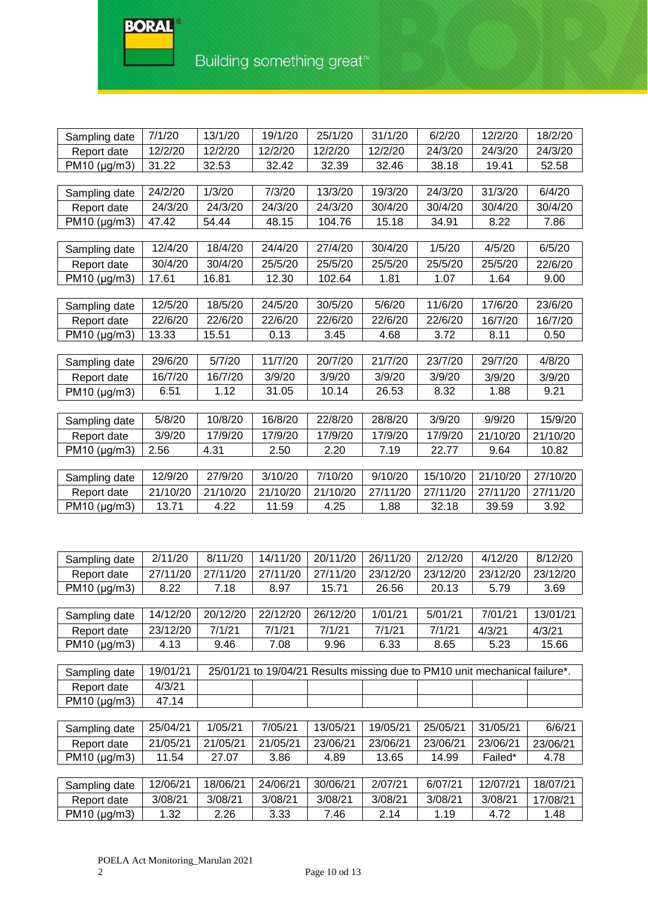| Sampling date | 7/1/20 | 13/1/20 | 19/1/20 | 25/1/20 | 31/1/20 | 6/2/20 | 12/2/20 | 18/2/20 |
|---|---|---|---|---|---|---|---|---|
| Report date | 12/2/20 | 12/2/20 | 12/2/20 | 12/2/20 | 12/2/20 | 24/3/20 | 24/3/20 | 24/3/20 |
| PM10 (µg/m3) | 31.22 | 32.53 | 32.42 | 32.39 | 32.46 | 38.18 | 19.41 | 52.58 |

| Sampling date | 24/2/20 | 1/3/20 | 7/3/20 | 13/3/20 | 19/3/20 | 24/3/20 | 31/3/20 | 6/4/20 |
|---|---|---|---|---|---|---|---|---|
| Report date | 24/3/20 | 24/3/20 | 24/3/20 | 24/3/20 | 30/4/20 | 30/4/20 | 30/4/20 | 30/4/20 |
| PM10 (µg/m3) | 47.42 | 54.44 | 48.15 | 104.76 | 15.18 | 34.91 | 8.22 | 7.86 |

| Sampling date | 12/4/20 | 18/4/20 | 24/4/20 | 27/4/20 | 30/4/20 | 1/5/20 | 4/5/20 | 6/5/20 |
|---|---|---|---|---|---|---|---|---|
| Report date | 30/4/20 | 30/4/20 | 25/5/20 | 25/5/20 | 25/5/20 | 25/5/20 | 25/5/20 | 22/6/20 |
| PM10 (µg/m3) | 17.61 | 16.81 | 12.30 | 102.64 | 1.81 | 1.07 | 1.64 | 9.00 |

| Sampling date | 12/5/20 | 18/5/20 | 24/5/20 | 30/5/20 | 5/6/20 | 11/6/20 | 17/6/20 | 23/6/20 |
|---|---|---|---|---|---|---|---|---|
| Report date | 22/6/20 | 22/6/20 | 22/6/20 | 22/6/20 | 22/6/20 | 22/6/20 | 16/7/20 | 16/7/20 |
| PM10 (µg/m3) | 13.33 | 15.51 | 0.13 | 3.45 | 4.68 | 3.72 | 8.11 | 0.50 |

| Sampling date | 29/6/20 | 5/7/20 | 11/7/20 | 20/7/20 | 21/7/20 | 23/7/20 | 29/7/20 | 4/8/20 |
|---|---|---|---|---|---|---|---|---|
| Report date | 16/7/20 | 16/7/20 | 3/9/20 | 3/9/20 | 3/9/20 | 3/9/20 | 3/9/20 | 3/9/20 |
| PM10 (µg/m3) | 6.51 | 1.12 | 31.05 | 10.14 | 26.53 | 8.32 | 1.88 | 9.21 |

| Sampling date | 5/8/20 | 10/8/20 | 16/8/20 | 22/8/20 | 28/8/20 | 3/9/20 | 9/9/20 | 15/9/20 |
|---|---|---|---|---|---|---|---|---|
| Report date | 3/9/20 | 17/9/20 | 17/9/20 | 17/9/20 | 17/9/20 | 17/9/20 | 21/10/20 | 21/10/20 |
| PM10 (µg/m3) | 2.56 | 4.31 | 2.50 | 2.20 | 7.19 | 22.77 | 9.64 | 10.82 |

| Sampling date | 12/9/20 | 27/9/20 | 3/10/20 | 7/10/20 | 9/10/20 | 15/10/20 | 21/10/20 | 27/10/20 |
|---|---|---|---|---|---|---|---|---|
| Report date | 21/10/20 | 21/10/20 | 21/10/20 | 21/10/20 | 27/11/20 | 27/11/20 | 27/11/20 | 27/11/20 |
| PM10 (µg/m3) | 13.71 | 4.22 | 11.59 | 4.25 | 1.88 | 32.18 | 39.59 | 3.92 |

| Sampling date | 2/11/20 | 8/11/20 | 14/11/20 | 20/11/20 | 26/11/20 | 2/12/20 | 4/12/20 | 8/12/20 |
|---|---|---|---|---|---|---|---|---|
| Report date | 27/11/20 | 27/11/20 | 27/11/20 | 27/11/20 | 23/12/20 | 23/12/20 | 23/12/20 | 23/12/20 |
| PM10 (µg/m3) | 8.22 | 7.18 | 8.97 | 15.71 | 26.56 | 20.13 | 5.79 | 3.69 |

| Sampling date | 14/12/20 | 20/12/20 | 22/12/20 | 26/12/20 | 1/01/21 | 5/01/21 | 7/01/21 | 13/01/21 |
|---|---|---|---|---|---|---|---|---|
| Report date | 23/12/20 | 7/1/21 | 7/1/21 | 7/1/21 | 7/1/21 | 7/1/21 | 4/3/21 | 4/3/21 |
| PM10 (µg/m3) | 4.13 | 9.46 | 7.08 | 9.96 | 6.33 | 8.65 | 5.23 | 15.66 |

| Sampling date | 19/01/21 | 25/01/21 to 19/04/21 Results missing due to PM10 unit mechanical failure*. | | | | | | |
|---|---|---|---|---|---|---|---|---|
| Report date | 4/3/21 | | | | | | | |
| PM10 (µg/m3) | 47.14 | | | | | | | |

| Sampling date | 25/04/21 | 1/05/21 | 7/05/21 | 13/05/21 | 19/05/21 | 25/05/21 | 31/05/21 | 6/6/21 |
|---|---|---|---|---|---|---|---|---|
| Report date | 21/05/21 | 21/05/21 | 21/05/21 | 23/06/21 | 23/06/21 | 23/06/21 | 23/06/21 | 23/06/21 |
| PM10 (µg/m3) | 11.54 | 27.07 | 3.86 | 4.89 | 13.65 | 14.99 | Failed* | 4.78 |

| Sampling date | 12/06/21 | 18/06/21 | 24/06/21 | 30/06/21 | 2/07/21 | 6/07/21 | 12/07/21 | 18/07/21 |
|---|---|---|---|---|---|---|---|---|
| Report date | 3/08/21 | 3/08/21 | 3/08/21 | 3/08/21 | 3/08/21 | 3/08/21 | 3/08/21 | 17/08/21 |
| PM10 (µg/m3) | 1.32 | 2.26 | 3.33 | 7.46 | 2.14 | 1.19 | 4.72 | 1.48 |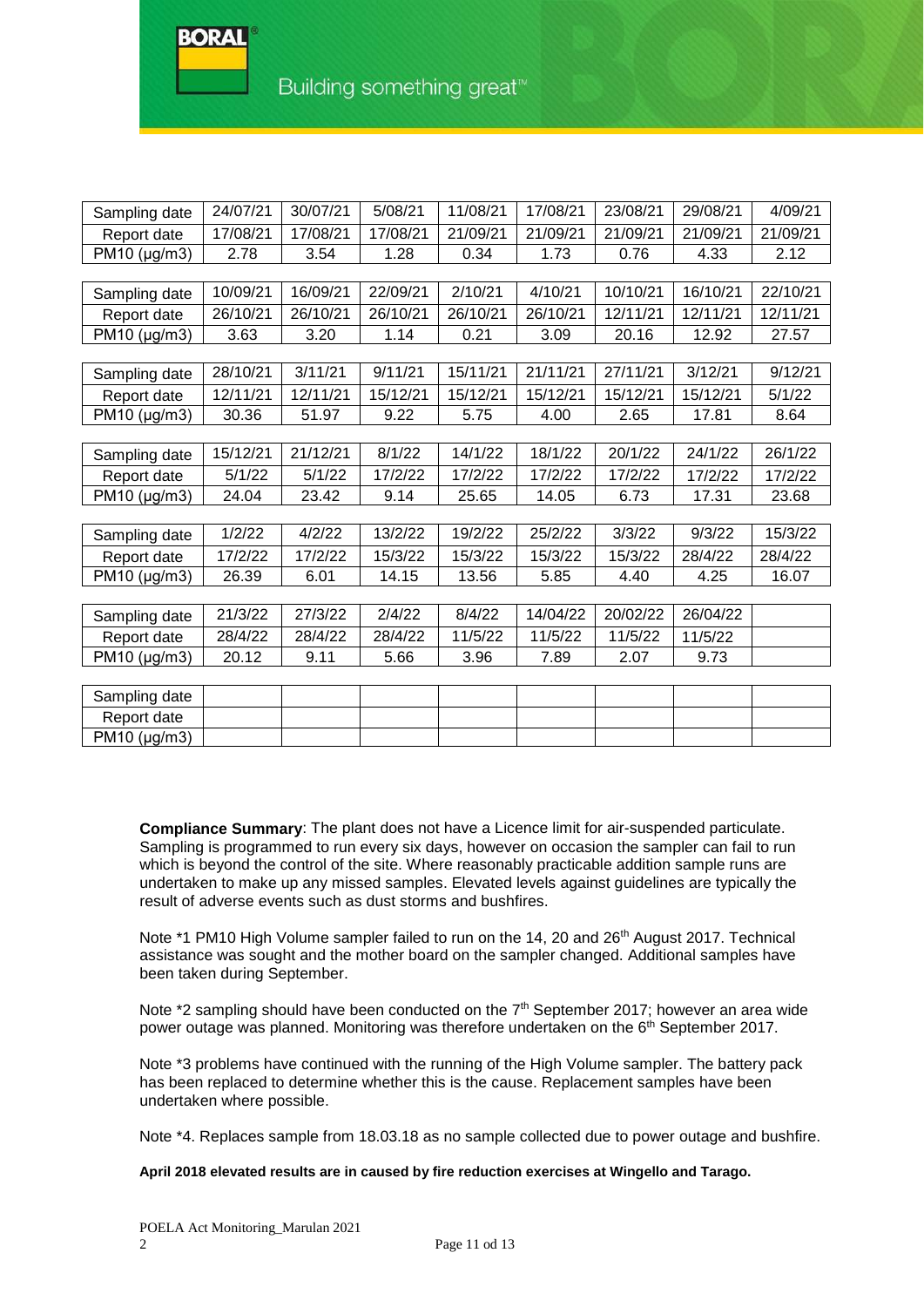| Sampling date | 24/07/21 | 30/07/21 | 5/08/21 | 11/08/21 | 17/08/21 | 23/08/21 | 29/08/21 | 4/09/21 |
|---|---|---|---|---|---|---|---|---|
| Report date | 17/08/21 | 17/08/21 | 17/08/21 | 21/09/21 | 21/09/21 | 21/09/21 | 21/09/21 | 21/09/21 |
| PM10 (µg/m3) | 2.78 | 3.54 | 1.28 | 0.34 | 1.73 | 0.76 | 4.33 | 2.12 |

| Sampling date | 10/09/21 | 16/09/21 | 22/09/21 | 2/10/21 | 4/10/21 | 10/10/21 | 16/10/21 | 22/10/21 |
|---|---|---|---|---|---|---|---|---|
| Report date | 26/10/21 | 26/10/21 | 26/10/21 | 26/10/21 | 26/10/21 | 12/11/21 | 12/11/21 | 12/11/21 |
| PM10 (µg/m3) | 3.63 | 3.20 | 1.14 | 0.21 | 3.09 | 20.16 | 12.92 | 27.57 |

| Sampling date | 28/10/21 | 3/11/21 | 9/11/21 | 15/11/21 | 21/11/21 | 27/11/21 | 3/12/21 | 9/12/21 |
|---|---|---|---|---|---|---|---|---|
| Report date | 12/11/21 | 12/11/21 | 15/12/21 | 15/12/21 | 15/12/21 | 15/12/21 | 15/12/21 | 5/1/22 |
| PM10 (µg/m3) | 30.36 | 51.97 | 9.22 | 5.75 | 4.00 | 2.65 | 17.81 | 8.64 |

| Sampling date | 15/12/21 | 21/12/21 | 8/1/22 | 14/1/22 | 18/1/22 | 20/1/22 | 24/1/22 | 26/1/22 |
|---|---|---|---|---|---|---|---|---|
| Report date | 5/1/22 | 5/1/22 | 17/2/22 | 17/2/22 | 17/2/22 | 17/2/22 | 17/2/22 | 17/2/22 |
| PM10 (µg/m3) | 24.04 | 23.42 | 9.14 | 25.65 | 14.05 | 6.73 | 17.31 | 23.68 |

| Sampling date | 1/2/22 | 4/2/22 | 13/2/22 | 19/2/22 | 25/2/22 | 3/3/22 | 9/3/22 | 15/3/22 |
|---|---|---|---|---|---|---|---|---|
| Report date | 17/2/22 | 17/2/22 | 15/3/22 | 15/3/22 | 15/3/22 | 15/3/22 | 28/4/22 | 28/4/22 |
| PM10 (µg/m3) | 26.39 | 6.01 | 14.15 | 13.56 | 5.85 | 4.40 | 4.25 | 16.07 |

| Sampling date | 21/3/22 | 27/3/22 | 2/4/22 | 8/4/22 | 14/04/22 | 20/02/22 | 26/04/22 | |
|---|---|---|---|---|---|---|---|---|
| Report date | 28/4/22 | 28/4/22 | 28/4/22 | 11/5/22 | 11/5/22 | 11/5/22 | 11/5/22 | |
| PM10 (µg/m3) | 20.12 | 9.11 | 5.66 | 3.96 | 7.89 | 2.07 | 9.73 | |

| Sampling date | | | | | | | | |
|---|---|---|---|---|---|---|---|---|
| Report date | | | | | | | | |
| PM10 (µg/m3) | | | | | | | | |

**Compliance Summary**: The plant does not have a Licence limit for air-suspended particulate. Sampling is programmed to run every six days, however on occasion the sampler can fail to run which is beyond the control of the site. Where reasonably practicable addition sample runs are undertaken to make up any missed samples. Elevated levels against guidelines are typically the result of adverse events such as dust storms and bushfires.

Note *1 PM10 High Volume sampler failed to run on the 14, 20 and 26th August 2017. Technical assistance was sought and the mother board on the sampler changed. Additional samples have been taken during September.

Note *2 sampling should have been conducted on the 7th September 2017; however an area wide power outage was planned. Monitoring was therefore undertaken on the 6th September 2017.

Note *3 problems have continued with the running of the High Volume sampler. The battery pack has been replaced to determine whether this is the cause. Replacement samples have been undertaken where possible.

Note *4. Replaces sample from 18.03.18 as no sample collected due to power outage and bushfire.

**April 2018 elevated results are in caused by fire reduction exercises at Wingello and Tarago.**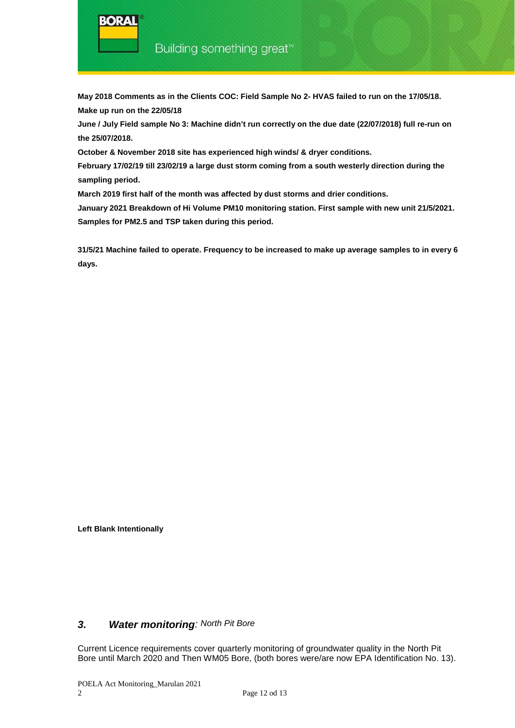**May 2018 Comments as in the Clients COC: Field Sample No 2- HVAS failed to run on the 17/05/18. Make up run on the 22/05/18**

**June / July Field sample No 3: Machine didn't run correctly on the due date (22/07/2018) full re-run on the 25/07/2018.**

**October & November 2018 site has experienced high winds/ & dryer conditions.**

**February 17/02/19 till 23/02/19 a large dust storm coming from a south westerly direction during the sampling period.**

**March 2019 first half of the month was affected by dust storms and drier conditions.**

**January 2021 Breakdown of Hi Volume PM10 monitoring station. First sample with new unit 21/5/2021. Samples for PM2.5 and TSP taken during this period.**

**31/5/21 Machine failed to operate. Frequency to be increased to make up average samples to in every 6 days.**

**Left Blank Intentionally**

## *3. Water monitoring*: *North Pit Bore*

Current Licence requirements cover quarterly monitoring of groundwater quality in the North Pit Bore until March 2020 and Then WM05 Bore, (both bores were/are now EPA Identification No. 13).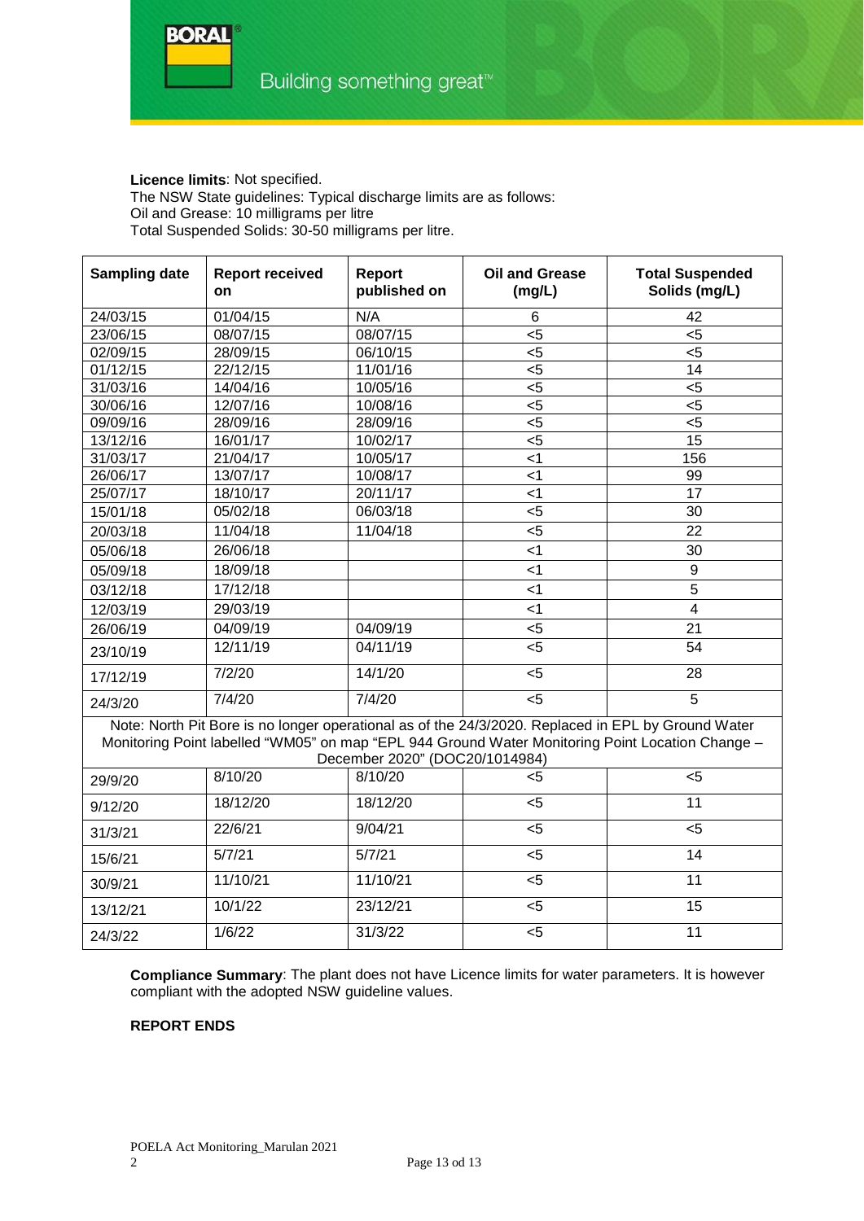**Licence limits**: Not specified.
The NSW State guidelines: Typical discharge limits are as follows:
Oil and Grease: 10 milligrams per litre
Total Suspended Solids: 30-50 milligrams per litre.

| Sampling date | Report received on | Report published on | Oil and Grease (mg/L) | Total Suspended Solids (mg/L) |
|---|---|---|---|---|
| 24/03/15 | 01/04/15 | N/A | 6 | 42 |
| 23/06/15 | 08/07/15 | 08/07/15 | <5 | <5 |
| 02/09/15 | 28/09/15 | 06/10/15 | <5 | <5 |
| 01/12/15 | 22/12/15 | 11/01/16 | <5 | 14 |
| 31/03/16 | 14/04/16 | 10/05/16 | <5 | <5 |
| 30/06/16 | 12/07/16 | 10/08/16 | <5 | <5 |
| 09/09/16 | 28/09/16 | 28/09/16 | <5 | <5 |
| 13/12/16 | 16/01/17 | 10/02/17 | <5 | 15 |
| 31/03/17 | 21/04/17 | 10/05/17 | <1 | 156 |
| 26/06/17 | 13/07/17 | 10/08/17 | <1 | 99 |
| 25/07/17 | 18/10/17 | 20/11/17 | <1 | 17 |
| 15/01/18 | 05/02/18 | 06/03/18 | <5 | 30 |
| 20/03/18 | 11/04/18 | 11/04/18 | <5 | 22 |
| 05/06/18 | 26/06/18 | | <1 | 30 |
| 05/09/18 | 18/09/18 | | <1 | 9 |
| 03/12/18 | 17/12/18 | | <1 | 5 |
| 12/03/19 | 29/03/19 | | <1 | 4 |
| 26/06/19 | 04/09/19 | 04/09/19 | <5 | 21 |
| 23/10/19 | 12/11/19 | 04/11/19 | <5 | 54 |
| 17/12/19 | 7/2/20 | 14/1/20 | <5 | 28 |
| 24/3/20 | 7/4/20 | 7/4/20 | <5 | 5 |
| Note: North Pit Bore is no longer operational as of the 24/3/2020. Replaced in EPL by Ground Water Monitoring Point labelled "WM05" on map "EPL 944 Ground Water Monitoring Point Location Change – December 2020" (DOC20/1014984) | | | | |
| 29/9/20 | 8/10/20 | 8/10/20 | <5 | <5 |
| 9/12/20 | 18/12/20 | 18/12/20 | <5 | 11 |
| 31/3/21 | 22/6/21 | 9/04/21 | <5 | <5 |
| 15/6/21 | 5/7/21 | 5/7/21 | <5 | 14 |
| 30/9/21 | 11/10/21 | 11/10/21 | <5 | 11 |
| 13/12/21 | 10/1/22 | 23/12/21 | <5 | 15 |
| 24/3/22 | 1/6/22 | 31/3/22 | <5 | 11 |

**Compliance Summary**: The plant does not have Licence limits for water parameters. It is however compliant with the adopted NSW guideline values.

**REPORT ENDS**